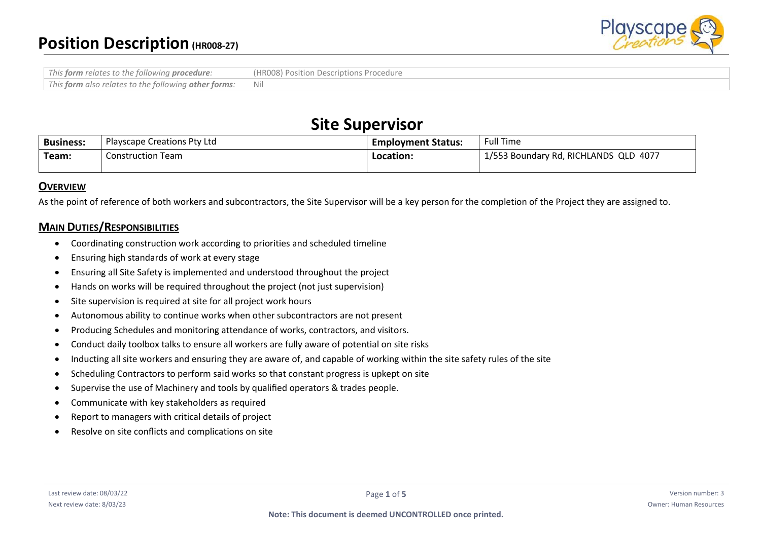# Position Description (HR008-27)

| *This **form** relates to the following **procedure**:* | (HR008) Position Descriptions Procedure |
|---|---|
| *This **form** also relates to the following **other forms**:* | Nil |

## Site Supervisor

| **Business:** | Playscape Creations Pty Ltd | **Employment Status:** | Full Time |
|---|---|---|---|
| **Team:** | Construction Team | **Location:** | 1/553 Boundary Rd, RICHLANDS QLD 4077 |

### OVERVIEW

As the point of reference of both workers and subcontractors, the Site Supervisor will be a key person for the completion of the Project they are assigned to.

### MAIN DUTIES/RESPONSIBILITIES

- Coordinating construction work according to priorities and scheduled timeline
- Ensuring high standards of work at every stage
- Ensuring all Site Safety is implemented and understood throughout the project
- Hands on works will be required throughout the project (not just supervision)
- Site supervision is required at site for all project work hours
- Autonomous ability to continue works when other subcontractors are not present
- Producing Schedules and monitoring attendance of works, contractors, and visitors.
- Conduct daily toolbox talks to ensure all workers are fully aware of potential on site risks
- Inducting all site workers and ensuring they are aware of, and capable of working within the site safety rules of the site
- Scheduling Contractors to perform said works so that constant progress is upkept on site
- Supervise the use of Machinery and tools by qualified operators & trades people.
- Communicate with key stakeholders as required
- Report to managers with critical details of project
- Resolve on site conflicts and complications on site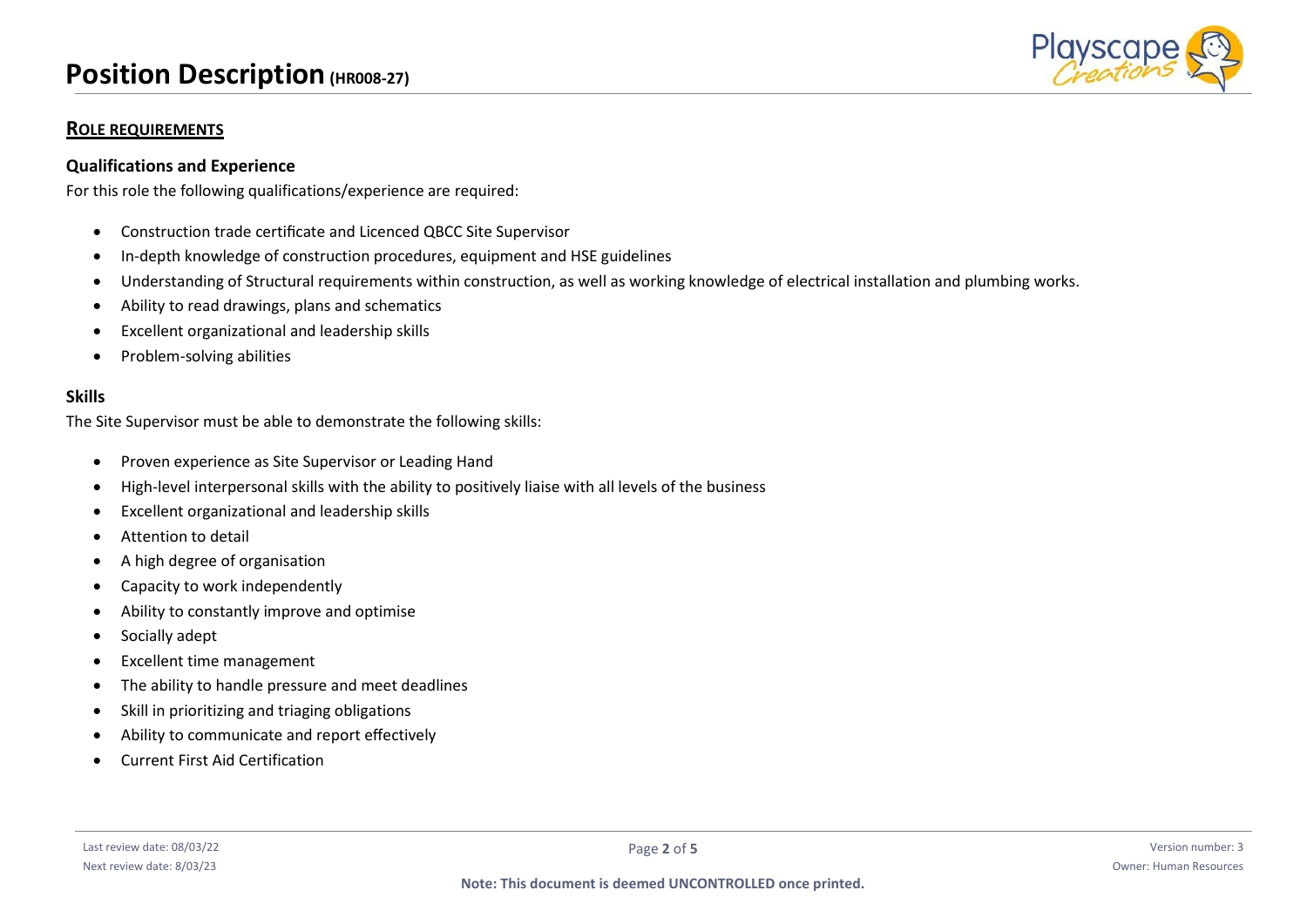## Role requirements

### Qualifications and Experience

For this role the following qualifications/experience are required:

- Construction trade certificate and Licenced QBCC Site Supervisor
- In-depth knowledge of construction procedures, equipment and HSE guidelines
- Understanding of Structural requirements within construction, as well as working knowledge of electrical installation and plumbing works.
- Ability to read drawings, plans and schematics
- Excellent organizational and leadership skills
- Problem-solving abilities

### Skills

The Site Supervisor must be able to demonstrate the following skills:

- Proven experience as Site Supervisor or Leading Hand
- High-level interpersonal skills with the ability to positively liaise with all levels of the business
- Excellent organizational and leadership skills
- Attention to detail
- A high degree of organisation
- Capacity to work independently
- Ability to constantly improve and optimise
- Socially adept
- Excellent time management
- The ability to handle pressure and meet deadlines
- Skill in prioritizing and triaging obligations
- Ability to communicate and report effectively
- Current First Aid Certification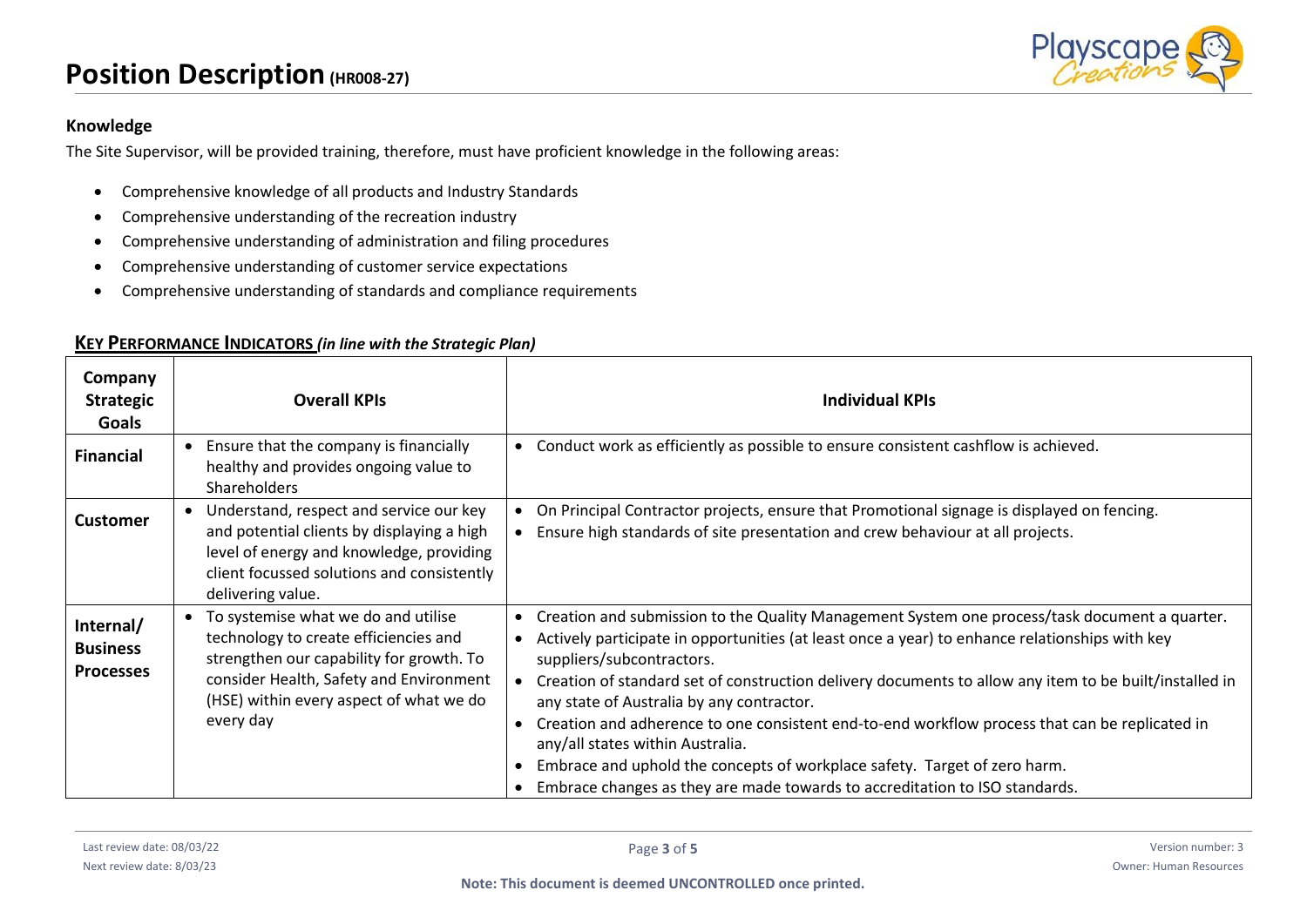### Knowledge

The Site Supervisor, will be provided training, therefore, must have proficient knowledge in the following areas:

- Comprehensive knowledge of all products and Industry Standards
- Comprehensive understanding of the recreation industry
- Comprehensive understanding of administration and filing procedures
- Comprehensive understanding of customer service expectations
- Comprehensive understanding of standards and compliance requirements

## KEY PERFORMANCE INDICATORS *(in line with the Strategic Plan)*

| Company Strategic Goals | Overall KPIs | Individual KPIs |
|---|---|---|
| **Financial** | • Ensure that the company is financially healthy and provides ongoing value to Shareholders | • Conduct work as efficiently as possible to ensure consistent cashflow is achieved. |
| **Customer** | • Understand, respect and service our key and potential clients by displaying a high level of energy and knowledge, providing client focussed solutions and consistently delivering value. | • On Principal Contractor projects, ensure that Promotional signage is displayed on fencing.<br>• Ensure high standards of site presentation and crew behaviour at all projects. |
| **Internal/ Business Processes** | • To systemise what we do and utilise technology to create efficiencies and strengthen our capability for growth. To consider Health, Safety and Environment (HSE) within every aspect of what we do every day | • Creation and submission to the Quality Management System one process/task document a quarter.<br>• Actively participate in opportunities (at least once a year) to enhance relationships with key suppliers/subcontractors.<br>• Creation of standard set of construction delivery documents to allow any item to be built/installed in any state of Australia by any contractor.<br>• Creation and adherence to one consistent end-to-end workflow process that can be replicated in any/all states within Australia.<br>• Embrace and uphold the concepts of workplace safety. Target of zero harm.<br>• Embrace changes as they are made towards to accreditation to ISO standards. |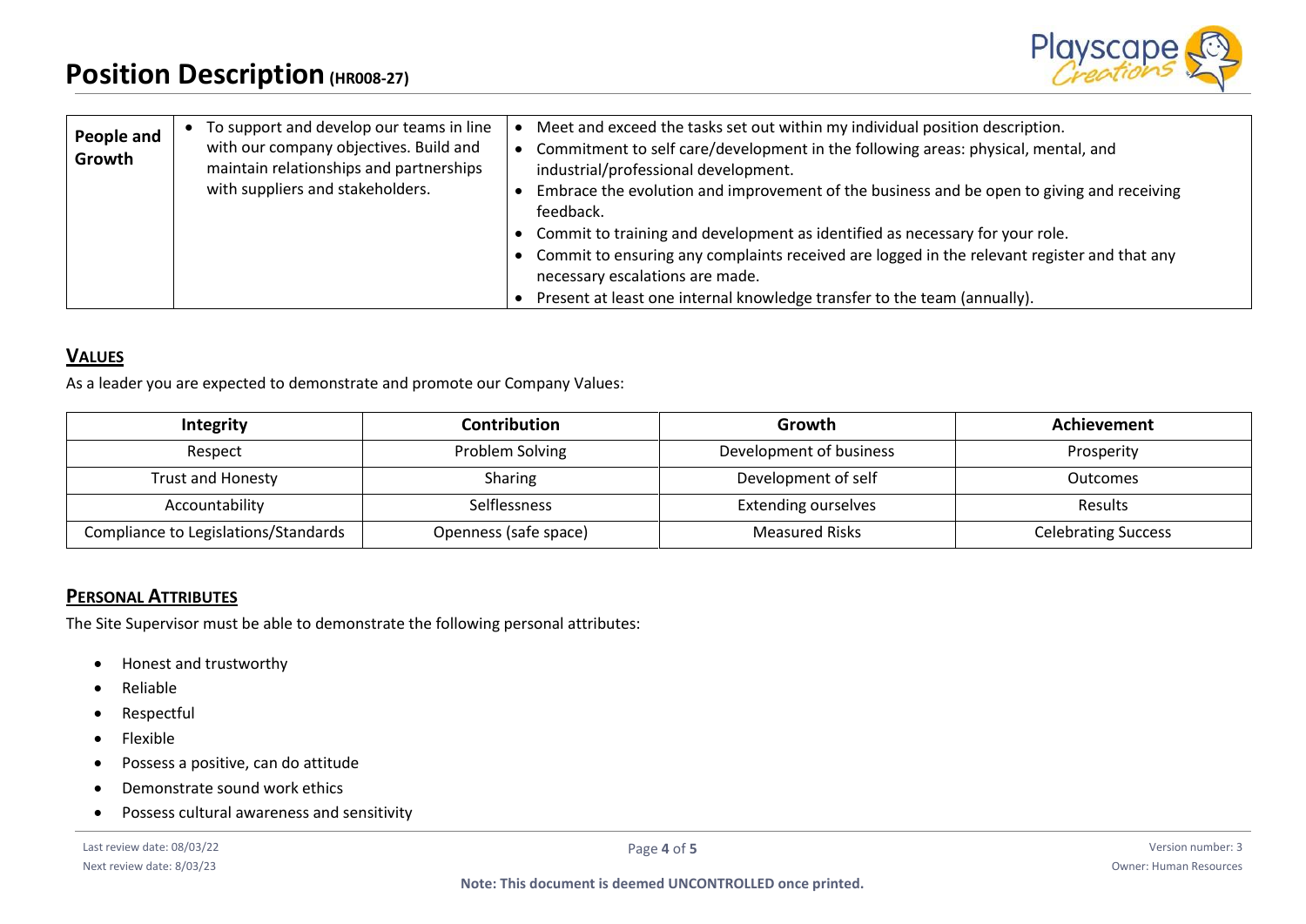| People and Growth | <ul><li>To support and develop our teams in line with our company objectives. Build and maintain relationships and partnerships with suppliers and stakeholders.</li></ul> | <ul><li>Meet and exceed the tasks set out within my individual position description.</li><li>Commitment to self care/development in the following areas: physical, mental, and industrial/professional development.</li><li>Embrace the evolution and improvement of the business and be open to giving and receiving feedback.</li><li>Commit to training and development as identified as necessary for your role.</li><li>Commit to ensuring any complaints received are logged in the relevant register and that any necessary escalations are made.</li><li>Present at least one internal knowledge transfer to the team (annually).</li></ul> |
|---|---|---|

## Values

As a leader you are expected to demonstrate and promote our Company Values:

| Integrity | Contribution | Growth | Achievement |
|---|---|---|---|
| Respect | Problem Solving | Development of business | Prosperity |
| Trust and Honesty | Sharing | Development of self | Outcomes |
| Accountability | Selflessness | Extending ourselves | Results |
| Compliance to Legislations/Standards | Openness (safe space) | Measured Risks | Celebrating Success |

## Personal Attributes

The Site Supervisor must be able to demonstrate the following personal attributes:

- Honest and trustworthy
- Reliable
- Respectful
- Flexible
- Possess a positive, can do attitude
- Demonstrate sound work ethics
- Possess cultural awareness and sensitivity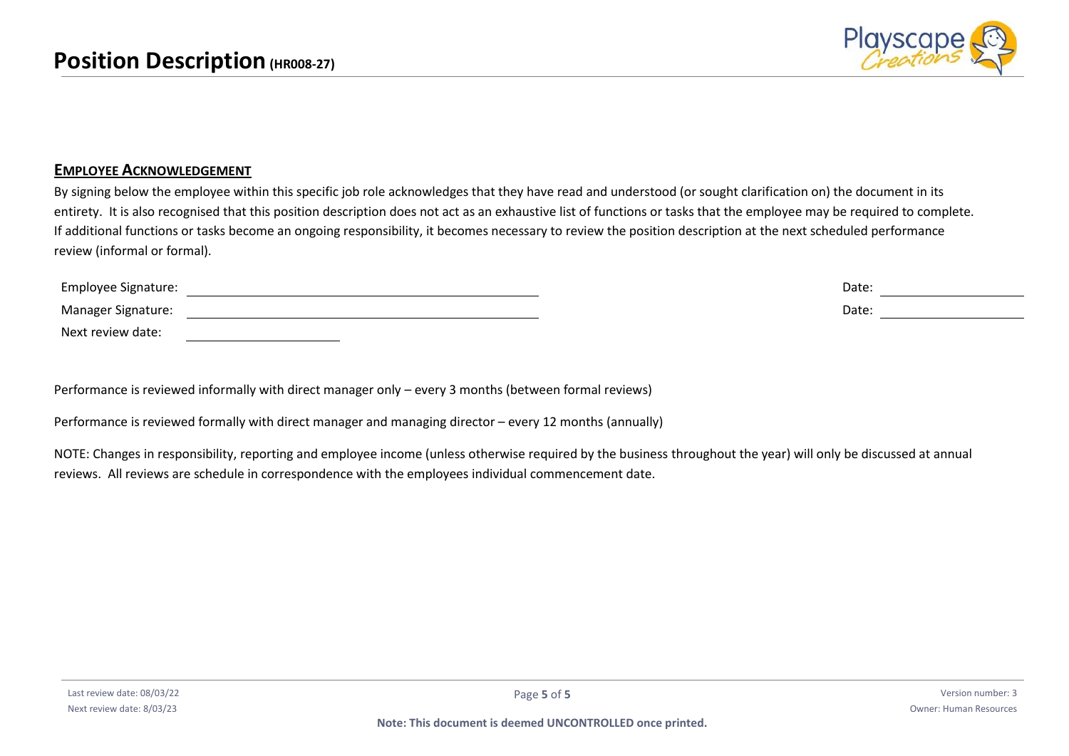## EMPLOYEE ACKNOWLEDGEMENT

By signing below the employee within this specific job role acknowledges that they have read and understood (or sought clarification on) the document in its entirety. It is also recognised that this position description does not act as an exhaustive list of functions or tasks that the employee may be required to complete. If additional functions or tasks become an ongoing responsibility, it becomes necessary to review the position description at the next scheduled performance review (informal or formal).

Employee Signature: ______________________________ Date: ______________

Manager Signature: ______________________________ Date: ______________

Next review date: ______________

Performance is reviewed informally with direct manager only – every 3 months (between formal reviews)

Performance is reviewed formally with direct manager and managing director – every 12 months (annually)

NOTE: Changes in responsibility, reporting and employee income (unless otherwise required by the business throughout the year) will only be discussed at annual reviews. All reviews are schedule in correspondence with the employees individual commencement date.